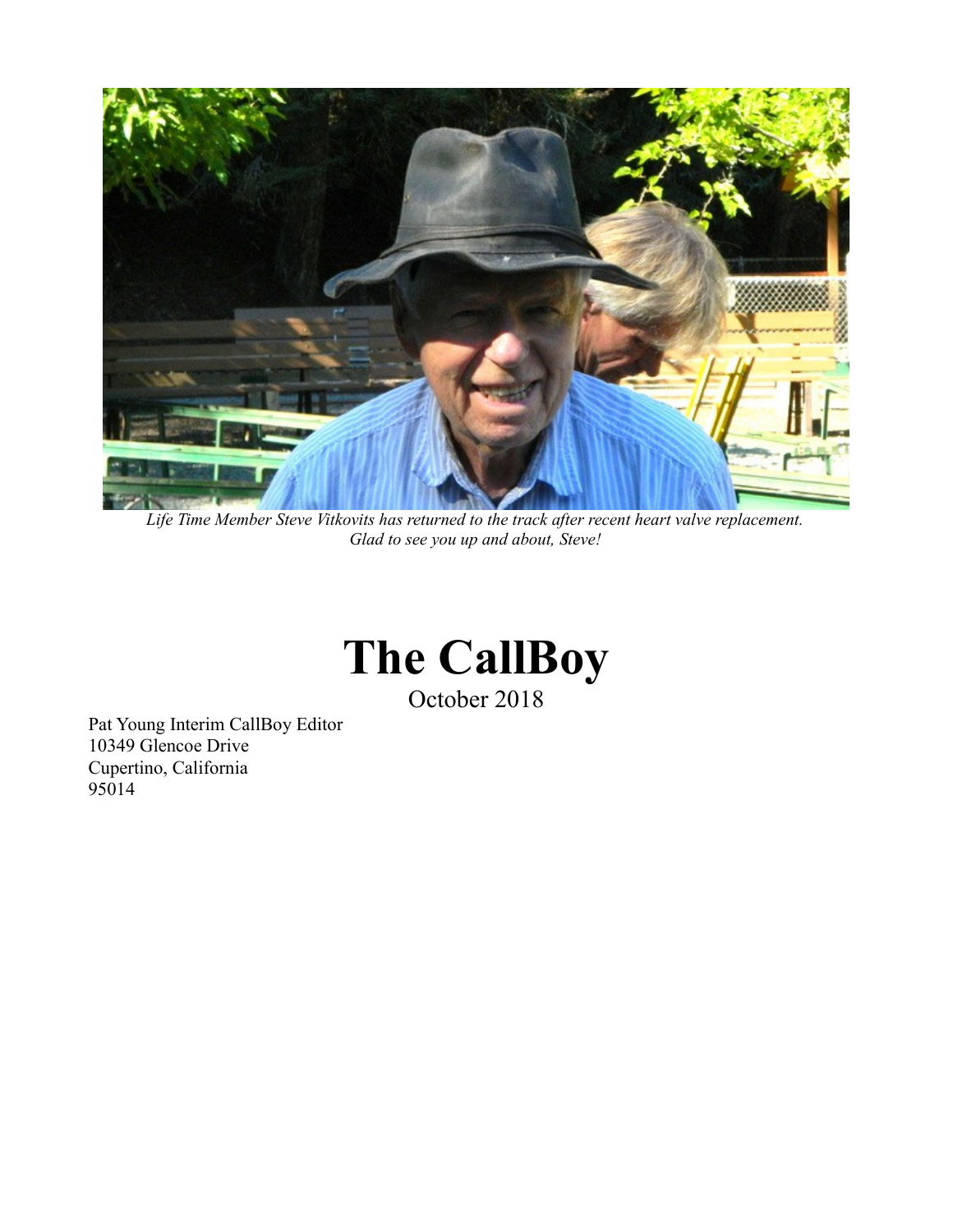*Life Time Member Steve Vitkovits has returned to the track after recent heart valve replacement. Glad to see you up and about, Steve!*

# The CallBoy

October 2018

Pat Young Interim CallBoy Editor
10349 Glencoe Drive
Cupertino, California
95014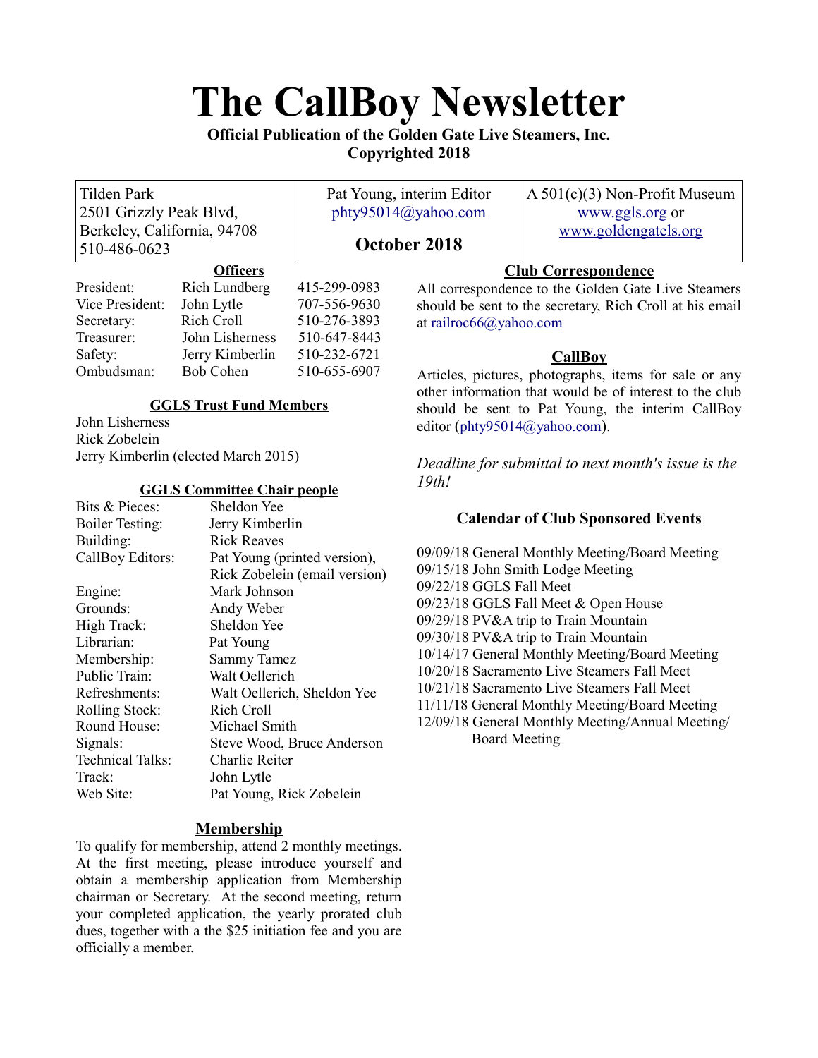# The CallBoy Newsletter

**Official Publication of the Golden Gate Live Steamers, Inc.**
**Copyrighted 2018**

| Tilden Park<br>2501 Grizzly Peak Blvd,<br>Berkeley, California, 94708<br>510-486-0623 | Pat Young, interim Editor<br>phty95014@yahoo.com<br><br>**October 2018** | A 501(c)(3) Non-Profit Museum<br>www.ggls.org or<br>www.goldengatels.org |
|---|---|---|

### Officers

| | | |
|---|---|---|
| President: | Rich Lundberg | 415-299-0983 |
| Vice President: | John Lytle | 707-556-9630 |
| Secretary: | Rich Croll | 510-276-3893 |
| Treasurer: | John Lisherness | 510-647-8443 |
| Safety: | Jerry Kimberlin | 510-232-6721 |
| Ombudsman: | Bob Cohen | 510-655-6907 |

### GGLS Trust Fund Members

John Lisherness
Rick Zobelein
Jerry Kimberlin (elected March 2015)

### GGLS Committee Chair people

| | |
|---|---|
| Bits & Pieces: | Sheldon Yee |
| Boiler Testing: | Jerry Kimberlin |
| Building: | Rick Reaves |
| CallBoy Editors: | Pat Young (printed version), Rick Zobelein (email version) |
| Engine: | Mark Johnson |
| Grounds: | Andy Weber |
| High Track: | Sheldon Yee |
| Librarian: | Pat Young |
| Membership: | Sammy Tamez |
| Public Train: | Walt Oellerich |
| Refreshments: | Walt Oellerich, Sheldon Yee |
| Rolling Stock: | Rich Croll |
| Round House: | Michael Smith |
| Signals: | Steve Wood, Bruce Anderson |
| Technical Talks: | Charlie Reiter |
| Track: | John Lytle |
| Web Site: | Pat Young, Rick Zobelein |

### Membership

To qualify for membership, attend 2 monthly meetings. At the first meeting, please introduce yourself and obtain a membership application from Membership chairman or Secretary. At the second meeting, return your completed application, the yearly prorated club dues, together with a the $25 initiation fee and you are officially a member.

### Club Correspondence

All correspondence to the Golden Gate Live Steamers should be sent to the secretary, Rich Croll at his email at railroc66@yahoo.com

### CallBoy

Articles, pictures, photographs, items for sale or any other information that would be of interest to the club should be sent to Pat Young, the interim CallBoy editor (phty95014@yahoo.com).

*Deadline for submittal to next month's issue is the 19th!*

### Calendar of Club Sponsored Events

09/09/18 General Monthly Meeting/Board Meeting
09/15/18 John Smith Lodge Meeting
09/22/18 GGLS Fall Meet
09/23/18 GGLS Fall Meet & Open House
09/29/18 PV&A trip to Train Mountain
09/30/18 PV&A trip to Train Mountain
10/14/17 General Monthly Meeting/Board Meeting
10/20/18 Sacramento Live Steamers Fall Meet
10/21/18 Sacramento Live Steamers Fall Meet
11/11/18 General Monthly Meeting/Board Meeting
12/09/18 General Monthly Meeting/Annual Meeting/Board Meeting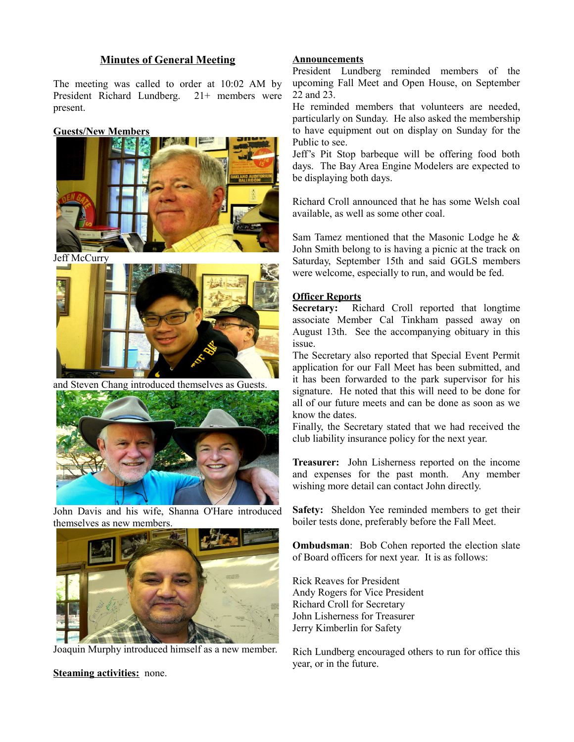## Minutes of General Meeting

The meeting was called to order at 10:02 AM by President Richard Lundberg. 21+ members were present.

**Guests/New Members**

Jeff McCurry

and Steven Chang introduced themselves as Guests.

John Davis and his wife, Shanna O'Hare introduced themselves as new members.

Joaquin Murphy introduced himself as a new member.

**Steaming activities:** none.

**Announcements**

President Lundberg reminded members of the upcoming Fall Meet and Open House, on September 22 and 23.

He reminded members that volunteers are needed, particularly on Sunday. He also asked the membership to have equipment out on display on Sunday for the Public to see.

Jeff's Pit Stop barbeque will be offering food both days. The Bay Area Engine Modelers are expected to be displaying both days.

Richard Croll announced that he has some Welsh coal available, as well as some other coal.

Sam Tamez mentioned that the Masonic Lodge he & John Smith belong to is having a picnic at the track on Saturday, September 15th and said GGLS members were welcome, especially to run, and would be fed.

**Officer Reports**

**Secretary:** Richard Croll reported that longtime associate Member Cal Tinkham passed away on August 13th. See the accompanying obituary in this issue.

The Secretary also reported that Special Event Permit application for our Fall Meet has been submitted, and it has been forwarded to the park supervisor for his signature. He noted that this will need to be done for all of our future meets and can be done as soon as we know the dates.

Finally, the Secretary stated that we had received the club liability insurance policy for the next year.

**Treasurer:** John Lisherness reported on the income and expenses for the past month. Any member wishing more detail can contact John directly.

**Safety:** Sheldon Yee reminded members to get their boiler tests done, preferably before the Fall Meet.

**Ombudsman**: Bob Cohen reported the election slate of Board officers for next year. It is as follows:

Rick Reaves for President
Andy Rogers for Vice President
Richard Croll for Secretary
John Lisherness for Treasurer
Jerry Kimberlin for Safety

Rich Lundberg encouraged others to run for office this year, or in the future.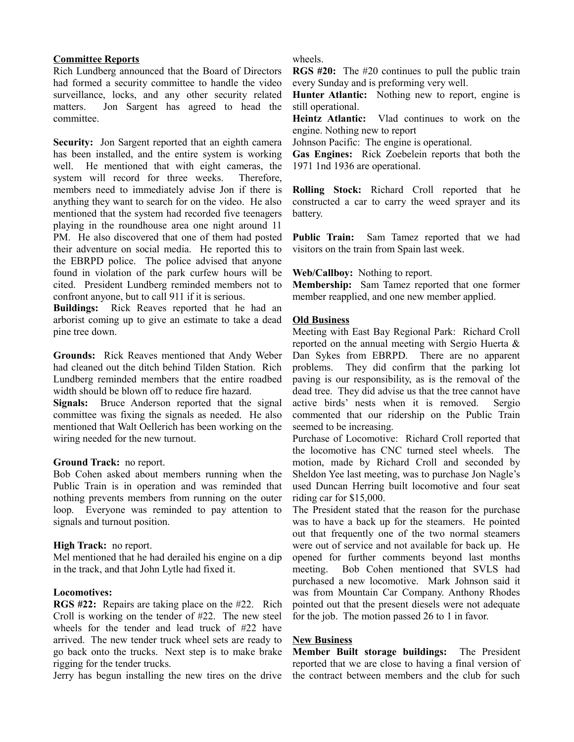**Committee Reports**

Rich Lundberg announced that the Board of Directors had formed a security committee to handle the video surveillance, locks, and any other security related matters. Jon Sargent has agreed to head the committee.

**Security:** Jon Sargent reported that an eighth camera has been installed, and the entire system is working well. He mentioned that with eight cameras, the system will record for three weeks. Therefore, members need to immediately advise Jon if there is anything they want to search for on the video. He also mentioned that the system had recorded five teenagers playing in the roundhouse area one night around 11 PM. He also discovered that one of them had posted their adventure on social media. He reported this to the EBRPD police. The police advised that anyone found in violation of the park curfew hours will be cited. President Lundberg reminded members not to confront anyone, but to call 911 if it is serious.

**Buildings:** Rick Reaves reported that he had an arborist coming up to give an estimate to take a dead pine tree down.

**Grounds:** Rick Reaves mentioned that Andy Weber had cleaned out the ditch behind Tilden Station. Rich Lundberg reminded members that the entire roadbed width should be blown off to reduce fire hazard.

**Signals:** Bruce Anderson reported that the signal committee was fixing the signals as needed. He also mentioned that Walt Oellerich has been working on the wiring needed for the new turnout.

**Ground Track:** no report.

Bob Cohen asked about members running when the Public Train is in operation and was reminded that nothing prevents members from running on the outer loop. Everyone was reminded to pay attention to signals and turnout position.

**High Track:** no report.

Mel mentioned that he had derailed his engine on a dip in the track, and that John Lytle had fixed it.

**Locomotives:**

**RGS #22:** Repairs are taking place on the #22. Rich Croll is working on the tender of #22. The new steel wheels for the tender and lead truck of #22 have arrived. The new tender truck wheel sets are ready to go back onto the trucks. Next step is to make brake rigging for the tender trucks.

Jerry has begun installing the new tires on the drive wheels.

**RGS #20:** The #20 continues to pull the public train every Sunday and is preforming very well.

**Hunter Atlantic:** Nothing new to report, engine is still operational.

**Heintz Atlantic:** Vlad continues to work on the engine. Nothing new to report

Johnson Pacific: The engine is operational.

**Gas Engines:** Rick Zoebelein reports that both the 1971 1nd 1936 are operational.

**Rolling Stock:** Richard Croll reported that he constructed a car to carry the weed sprayer and its battery.

**Public Train:** Sam Tamez reported that we had visitors on the train from Spain last week.

**Web/Callboy:** Nothing to report.

**Membership:** Sam Tamez reported that one former member reapplied, and one new member applied.

**Old Business**

Meeting with East Bay Regional Park: Richard Croll reported on the annual meeting with Sergio Huerta & Dan Sykes from EBRPD. There are no apparent problems. They did confirm that the parking lot paving is our responsibility, as is the removal of the dead tree. They did advise us that the tree cannot have active birds' nests when it is removed. Sergio commented that our ridership on the Public Train seemed to be increasing.

Purchase of Locomotive: Richard Croll reported that the locomotive has CNC turned steel wheels. The motion, made by Richard Croll and seconded by Sheldon Yee last meeting, was to purchase Jon Nagle's used Duncan Herring built locomotive and four seat riding car for $15,000.

The President stated that the reason for the purchase was to have a back up for the steamers. He pointed out that frequently one of the two normal steamers were out of service and not available for back up. He opened for further comments beyond last months meeting. Bob Cohen mentioned that SVLS had purchased a new locomotive. Mark Johnson said it was from Mountain Car Company. Anthony Rhodes pointed out that the present diesels were not adequate for the job. The motion passed 26 to 1 in favor.

**New Business**

**Member Built storage buildings:** The President reported that we are close to having a final version of the contract between members and the club for such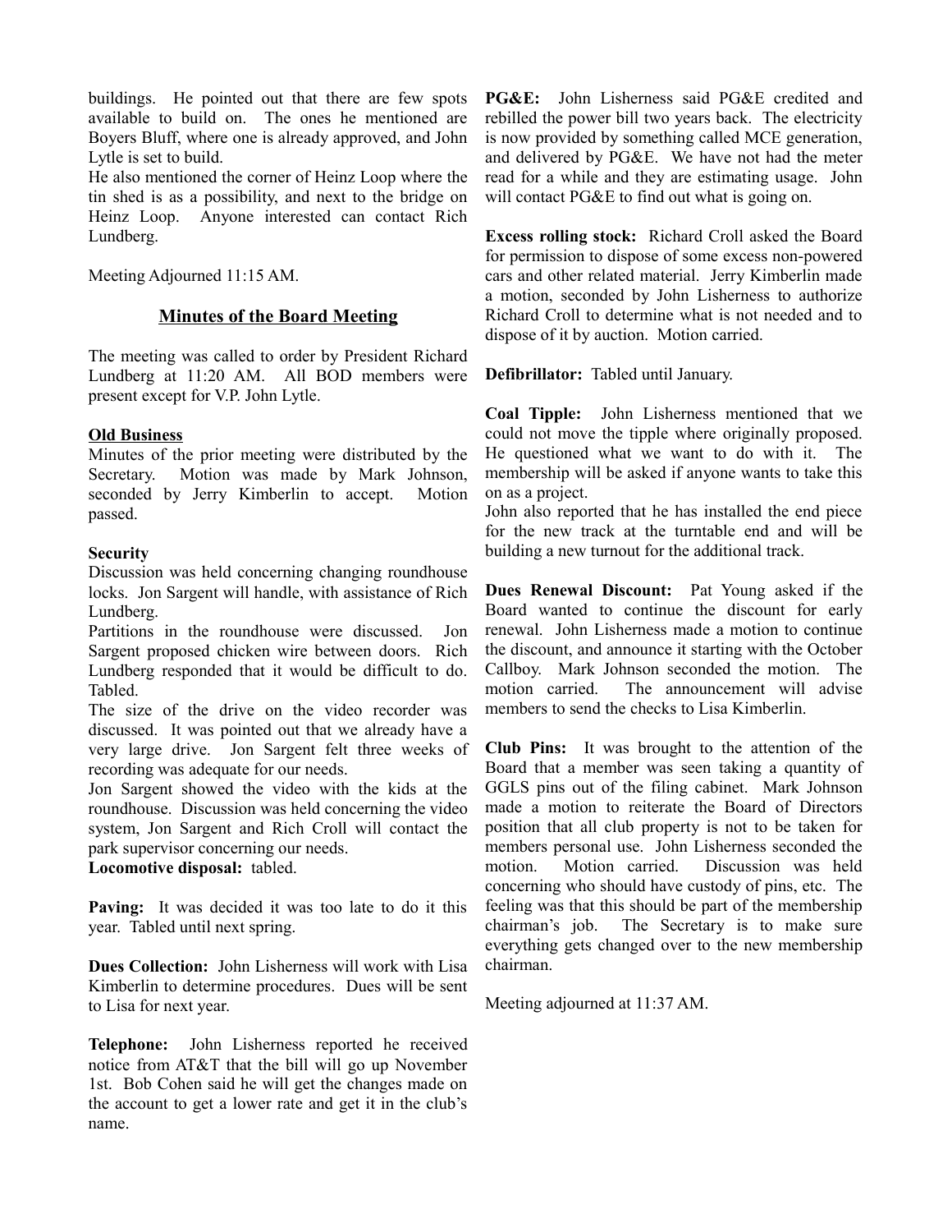buildings. He pointed out that there are few spots available to build on. The ones he mentioned are Boyers Bluff, where one is already approved, and John Lytle is set to build.

He also mentioned the corner of Heinz Loop where the tin shed is as a possibility, and next to the bridge on Heinz Loop. Anyone interested can contact Rich Lundberg.

Meeting Adjourned 11:15 AM.

## Minutes of the Board Meeting

The meeting was called to order by President Richard Lundberg at 11:20 AM. All BOD members were present except for V.P. John Lytle.

### Old Business

Minutes of the prior meeting were distributed by the Secretary. Motion was made by Mark Johnson, seconded by Jerry Kimberlin to accept. Motion passed.

**Security**

Discussion was held concerning changing roundhouse locks. Jon Sargent will handle, with assistance of Rich Lundberg.

Partitions in the roundhouse were discussed. Jon Sargent proposed chicken wire between doors. Rich Lundberg responded that it would be difficult to do. Tabled.

The size of the drive on the video recorder was discussed. It was pointed out that we already have a very large drive. Jon Sargent felt three weeks of recording was adequate for our needs.

Jon Sargent showed the video with the kids at the roundhouse. Discussion was held concerning the video system, Jon Sargent and Rich Croll will contact the park supervisor concerning our needs.

**Locomotive disposal:** tabled.

**Paving:** It was decided it was too late to do it this year. Tabled until next spring.

**Dues Collection:** John Lisherness will work with Lisa Kimberlin to determine procedures. Dues will be sent to Lisa for next year.

**Telephone:** John Lisherness reported he received notice from AT&T that the bill will go up November 1st. Bob Cohen said he will get the changes made on the account to get a lower rate and get it in the club's name.

**PG&E:** John Lisherness said PG&E credited and rebilled the power bill two years back. The electricity is now provided by something called MCE generation, and delivered by PG&E. We have not had the meter read for a while and they are estimating usage. John will contact PG&E to find out what is going on.

**Excess rolling stock:** Richard Croll asked the Board for permission to dispose of some excess non-powered cars and other related material. Jerry Kimberlin made a motion, seconded by John Lisherness to authorize Richard Croll to determine what is not needed and to dispose of it by auction. Motion carried.

**Defibrillator:** Tabled until January.

**Coal Tipple:** John Lisherness mentioned that we could not move the tipple where originally proposed. He questioned what we want to do with it. The membership will be asked if anyone wants to take this on as a project.

John also reported that he has installed the end piece for the new track at the turntable end and will be building a new turnout for the additional track.

**Dues Renewal Discount:** Pat Young asked if the Board wanted to continue the discount for early renewal. John Lisherness made a motion to continue the discount, and announce it starting with the October Callboy. Mark Johnson seconded the motion. The motion carried. The announcement will advise members to send the checks to Lisa Kimberlin.

**Club Pins:** It was brought to the attention of the Board that a member was seen taking a quantity of GGLS pins out of the filing cabinet. Mark Johnson made a motion to reiterate the Board of Directors position that all club property is not to be taken for members personal use. John Lisherness seconded the motion. Motion carried. Discussion was held concerning who should have custody of pins, etc. The feeling was that this should be part of the membership chairman's job. The Secretary is to make sure everything gets changed over to the new membership chairman.

Meeting adjourned at 11:37 AM.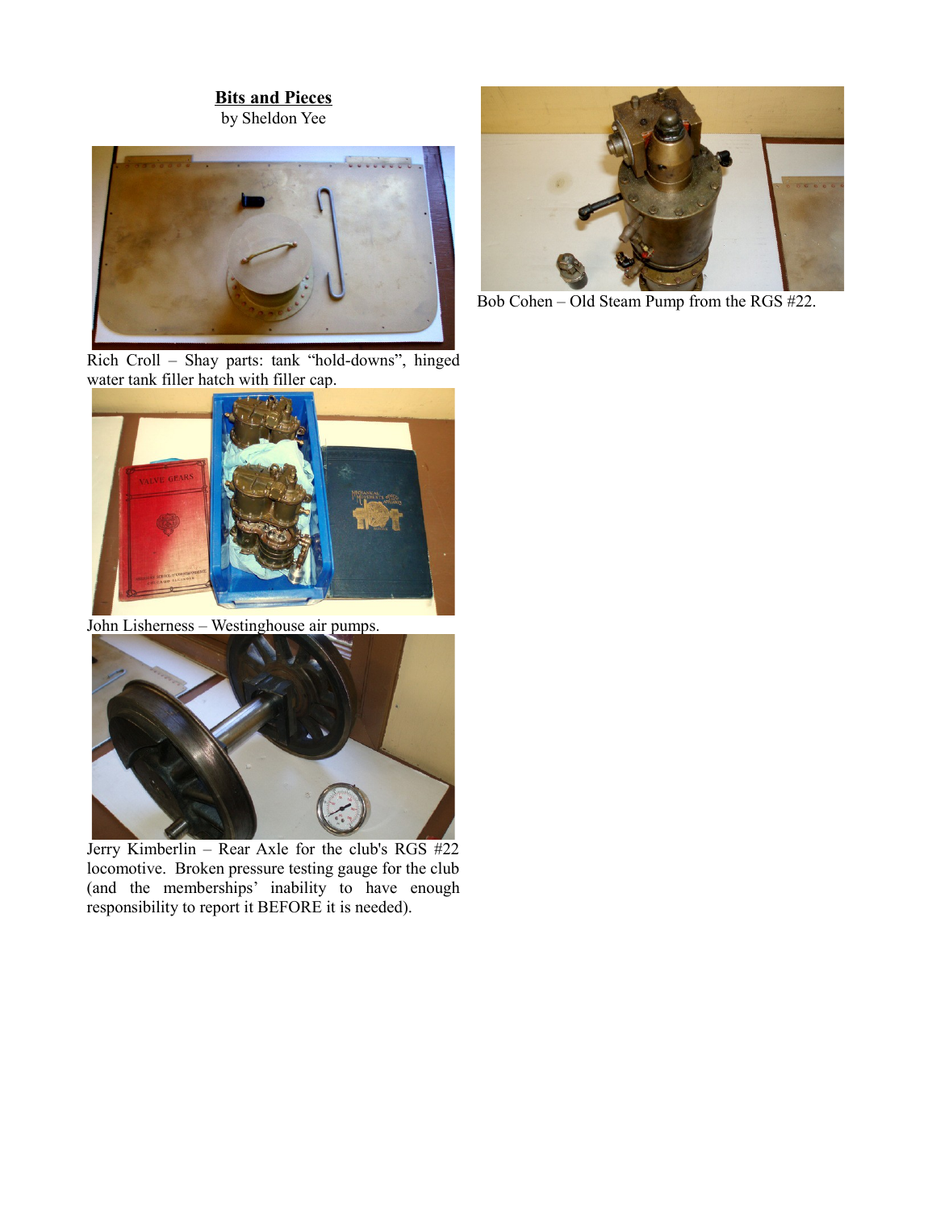## Bits and Pieces

by Sheldon Yee

Rich Croll – Shay parts: tank "hold-downs", hinged water tank filler hatch with filler cap.

John Lisherness – Westinghouse air pumps.

Jerry Kimberlin – Rear Axle for the club's RGS #22 locomotive. Broken pressure testing gauge for the club (and the memberships' inability to have enough responsibility to report it BEFORE it is needed).

Bob Cohen – Old Steam Pump from the RGS #22.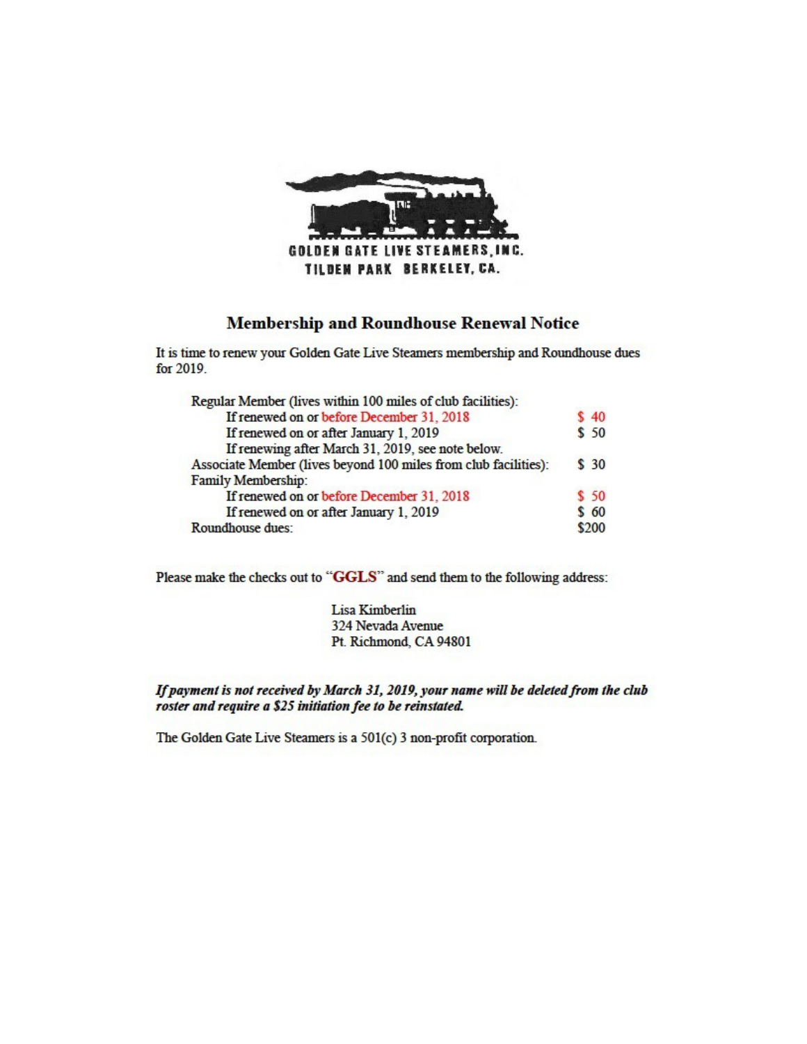GOLDEN GATE LIVE STEAMERS, INC.
TILDEN PARK BERKELEY, CA.

## Membership and Roundhouse Renewal Notice

It is time to renew your Golden Gate Live Steamers membership and Roundhouse dues for 2019.

| | |
|---|---|
| Regular Member (lives within 100 miles of club facilities): | |
| If renewed on or before December 31, 2018 | $ 40 |
| If renewed on or after January 1, 2019 | $ 50 |
| If renewing after March 31, 2019, see note below. | |
| Associate Member (lives beyond 100 miles from club facilities): | $ 30 |
| Family Membership: | |
| If renewed on or before December 31, 2018 | $ 50 |
| If renewed on or after January 1, 2019 | $ 60 |
| Roundhouse dues: | $200 |

Please make the checks out to "**GGLS**" and send them to the following address:

Lisa Kimberlin
324 Nevada Avenue
Pt. Richmond, CA 94801

***If payment is not received by March 31, 2019, your name will be deleted from the club roster and require a $25 initiation fee to be reinstated.***

The Golden Gate Live Steamers is a 501(c) 3 non-profit corporation.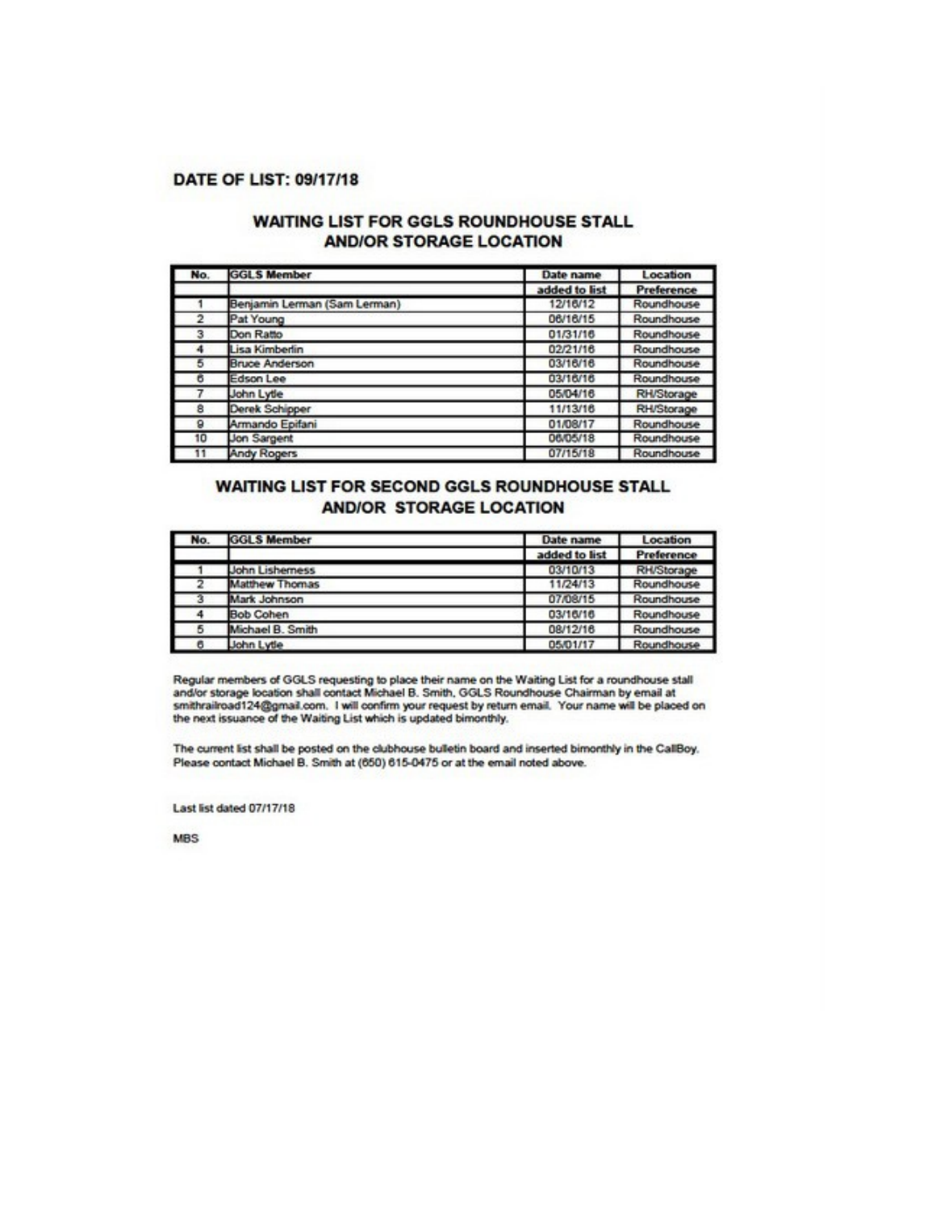**DATE OF LIST: 09/17/18**

## WAITING LIST FOR GGLS ROUNDHOUSE STALL AND/OR STORAGE LOCATION

| No. | GGLS Member | Date name added to list | Location Preference |
|---|---|---|---|
| 1 | Benjamin Lerman (Sam Lerman) | 12/16/12 | Roundhouse |
| 2 | Pat Young | 06/16/15 | Roundhouse |
| 3 | Don Ratto | 01/31/16 | Roundhouse |
| 4 | Lisa Kimberlin | 02/21/16 | Roundhouse |
| 5 | Bruce Anderson | 03/16/16 | Roundhouse |
| 6 | Edson Lee | 03/16/16 | Roundhouse |
| 7 | John Lytle | 05/04/16 | RH/Storage |
| 8 | Derek Schipper | 11/13/16 | RH/Storage |
| 9 | Armando Epifani | 01/08/17 | Roundhouse |
| 10 | Jon Sargent | 06/05/18 | Roundhouse |
| 11 | Andy Rogers | 07/15/18 | Roundhouse |

## WAITING LIST FOR SECOND GGLS ROUNDHOUSE STALL AND/OR STORAGE LOCATION

| No. | GGLS Member | Date name added to list | Location Preference |
|---|---|---|---|
| 1 | John Lishemess | 03/10/13 | RH/Storage |
| 2 | Matthew Thomas | 11/24/13 | Roundhouse |
| 3 | Mark Johnson | 07/08/15 | Roundhouse |
| 4 | Bob Cohen | 03/16/16 | Roundhouse |
| 5 | Michael B. Smith | 08/12/16 | Roundhouse |
| 6 | John Lytle | 05/01/17 | Roundhouse |

Regular members of GGLS requesting to place their name on the Waiting List for a roundhouse stall and/or storage location shall contact Michael B. Smith, GGLS Roundhouse Chairman by email at smithrailroad124@gmail.com. I will confirm your request by return email. Your name will be placed on the next issuance of the Waiting List which is updated bimonthly.

The current list shall be posted on the clubhouse bulletin board and inserted bimonthly in the CallBoy. Please contact Michael B. Smith at (650) 615-0475 or at the email noted above.

Last list dated 07/17/18

MBS